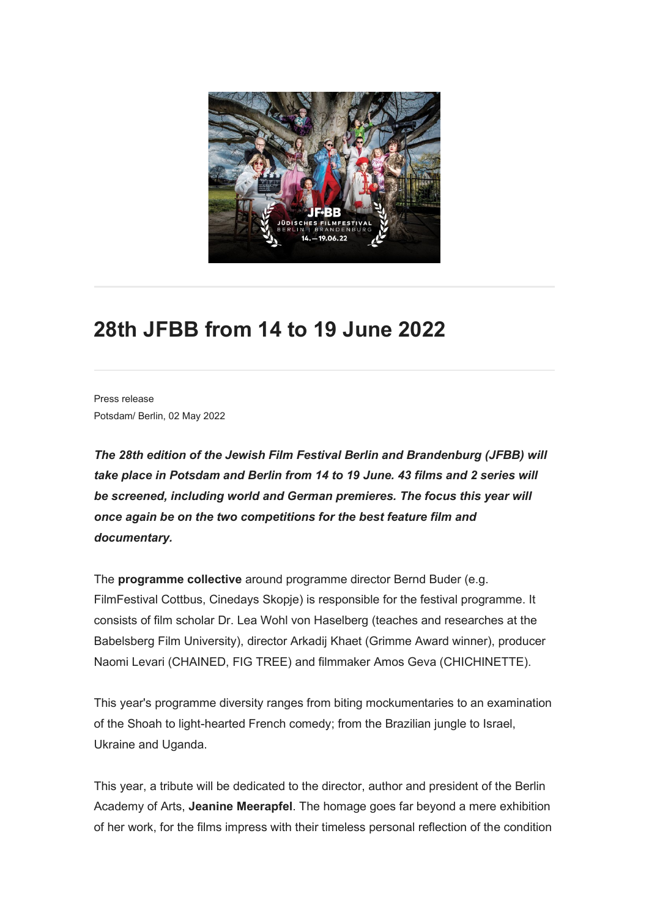# 28th JFBB from 14 to 19 June 2022

Press release
Potsdam/ Berlin, 02 May 2022

***The 28th edition of the Jewish Film Festival Berlin and Brandenburg (JFBB) will take place in Potsdam and Berlin from 14 to 19 June. 43 films and 2 series will be screened, including world and German premieres. The focus this year will once again be on the two competitions for the best feature film and documentary.***

The **programme collective** around programme director Bernd Buder (e.g. FilmFestival Cottbus, Cinedays Skopje) is responsible for the festival programme. It consists of film scholar Dr. Lea Wohl von Haselberg (teaches and researches at the Babelsberg Film University), director Arkadij Khaet (Grimme Award winner), producer Naomi Levari (CHAINED, FIG TREE) and filmmaker Amos Geva (CHICHINETTE).

This year's programme diversity ranges from biting mockumentaries to an examination of the Shoah to light-hearted French comedy; from the Brazilian jungle to Israel, Ukraine and Uganda.

This year, a tribute will be dedicated to the director, author and president of the Berlin Academy of Arts, **Jeanine Meerapfel**. The homage goes far beyond a mere exhibition of her work, for the films impress with their timeless personal reflection of the condition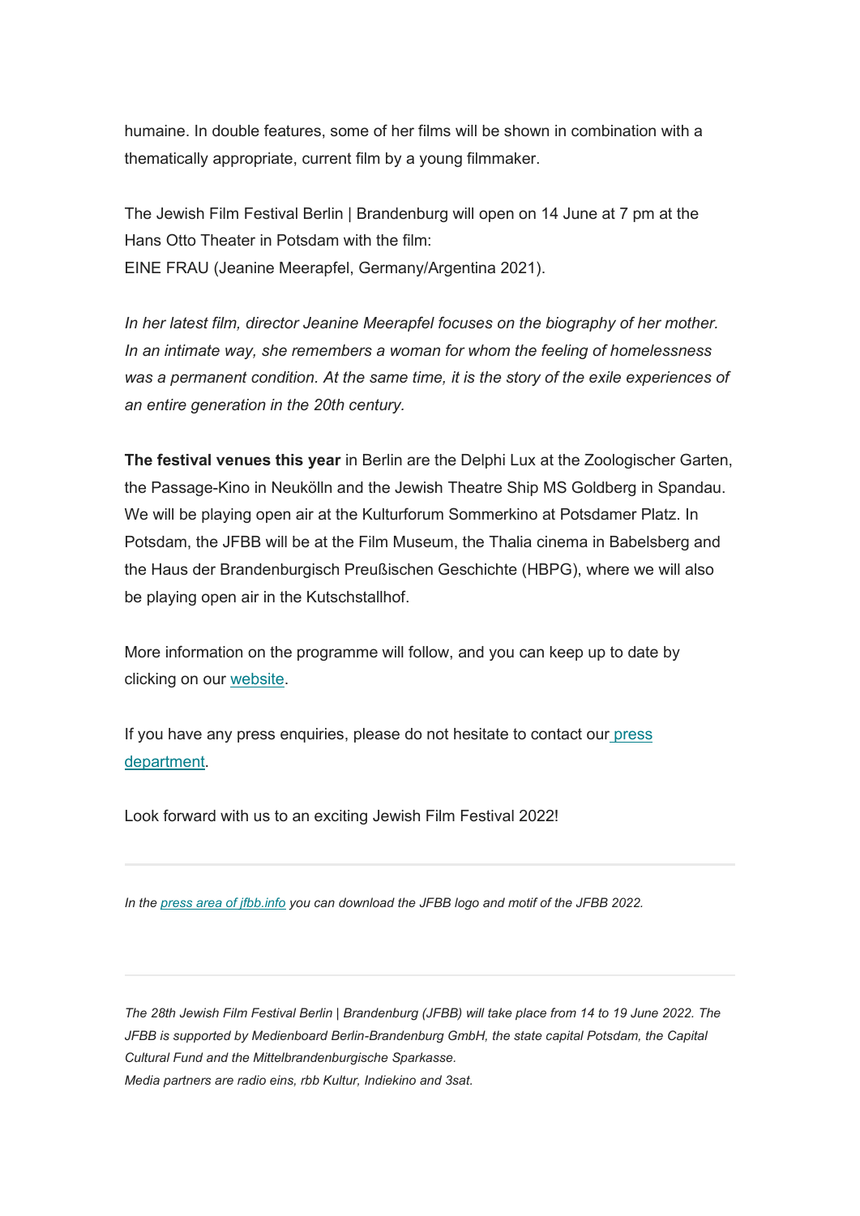humaine. In double features, some of her films will be shown in combination with a thematically appropriate, current film by a young filmmaker.

The Jewish Film Festival Berlin | Brandenburg will open on 14 June at 7 pm at the Hans Otto Theater in Potsdam with the film:
EINE FRAU (Jeanine Meerapfel, Germany/Argentina 2021).

*In her latest film, director Jeanine Meerapfel focuses on the biography of her mother. In an intimate way, she remembers a woman for whom the feeling of homelessness was a permanent condition. At the same time, it is the story of the exile experiences of an entire generation in the 20th century.*

**The festival venues this year** in Berlin are the Delphi Lux at the Zoologischer Garten, the Passage-Kino in Neukölln and the Jewish Theatre Ship MS Goldberg in Spandau. We will be playing open air at the Kulturforum Sommerkino at Potsdamer Platz. In Potsdam, the JFBB will be at the Film Museum, the Thalia cinema in Babelsberg and the Haus der Brandenburgisch Preußischen Geschichte (HBPG), where we will also be playing open air in the Kutschstallhof.

More information on the programme will follow, and you can keep up to date by clicking on our website.

If you have any press enquiries, please do not hesitate to contact our press department.

Look forward with us to an exciting Jewish Film Festival 2022!

---

*In the press area of jfbb.info you can download the JFBB logo and motif of the JFBB 2022.*

---

*The 28th Jewish Film Festival Berlin | Brandenburg (JFBB) will take place from 14 to 19 June 2022. The JFBB is supported by Medienboard Berlin-Brandenburg GmbH, the state capital Potsdam, the Capital Cultural Fund and the Mittelbrandenburgische Sparkasse.*
*Media partners are radio eins, rbb Kultur, Indiekino and 3sat.*